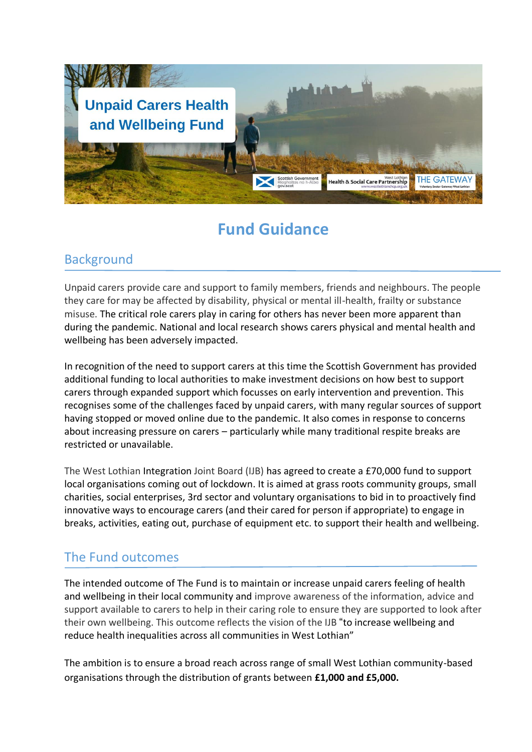# Unpaid Carers Health and Wellbeing Fund

## Fund Guidance

### Background

Unpaid carers provide care and support to family members, friends and neighbours. The people they care for may be affected by disability, physical or mental ill-health, frailty or substance misuse. The critical role carers play in caring for others has never been more apparent than during the pandemic. National and local research shows carers physical and mental health and wellbeing has been adversely impacted.

In recognition of the need to support carers at this time the Scottish Government has provided additional funding to local authorities to make investment decisions on how best to support carers through expanded support which focusses on early intervention and prevention. This recognises some of the challenges faced by unpaid carers, with many regular sources of support having stopped or moved online due to the pandemic. It also comes in response to concerns about increasing pressure on carers – particularly while many traditional respite breaks are restricted or unavailable.

The West Lothian Integration Joint Board (IJB) has agreed to create a £70,000 fund to support local organisations coming out of lockdown. It is aimed at grass roots community groups, small charities, social enterprises, 3rd sector and voluntary organisations to bid in to proactively find innovative ways to encourage carers (and their cared for person if appropriate) to engage in breaks, activities, eating out, purchase of equipment etc. to support their health and wellbeing.

### The Fund outcomes

The intended outcome of The Fund is to maintain or increase unpaid carers feeling of health and wellbeing in their local community and improve awareness of the information, advice and support available to carers to help in their caring role to ensure they are supported to look after their own wellbeing. This outcome reflects the vision of the IJB "to increase wellbeing and reduce health inequalities across all communities in West Lothian"

The ambition is to ensure a broad reach across range of small West Lothian community-based organisations through the distribution of grants between **£1,000 and £5,000.**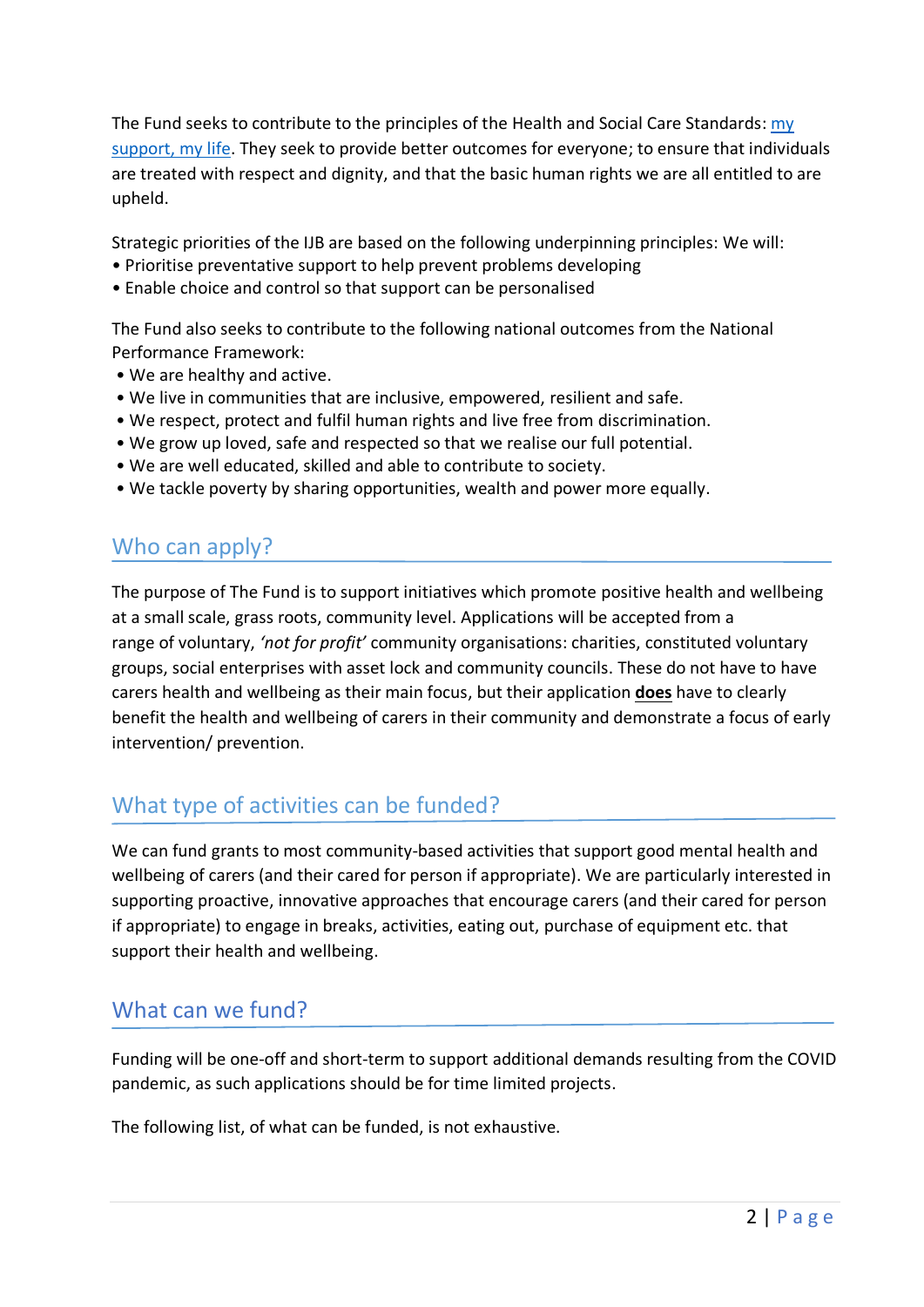The Fund seeks to contribute to the principles of the Health and Social Care Standards: my support, my life. They seek to provide better outcomes for everyone; to ensure that individuals are treated with respect and dignity, and that the basic human rights we are all entitled to are upheld.

Strategic priorities of the IJB are based on the following underpinning principles: We will:

- Prioritise preventative support to help prevent problems developing
- Enable choice and control so that support can be personalised

The Fund also seeks to contribute to the following national outcomes from the National Performance Framework:

- We are healthy and active.
- We live in communities that are inclusive, empowered, resilient and safe.
- We respect, protect and fulfil human rights and live free from discrimination.
- We grow up loved, safe and respected so that we realise our full potential.
- We are well educated, skilled and able to contribute to society.
- We tackle poverty by sharing opportunities, wealth and power more equally.

## Who can apply?

The purpose of The Fund is to support initiatives which promote positive health and wellbeing at a small scale, grass roots, community level. Applications will be accepted from a range of voluntary, *'not for profit'* community organisations: charities, constituted voluntary groups, social enterprises with asset lock and community councils. These do not have to have carers health and wellbeing as their main focus, but their application **does** have to clearly benefit the health and wellbeing of carers in their community and demonstrate a focus of early intervention/ prevention.

## What type of activities can be funded?

We can fund grants to most community-based activities that support good mental health and wellbeing of carers (and their cared for person if appropriate). We are particularly interested in supporting proactive, innovative approaches that encourage carers (and their cared for person if appropriate) to engage in breaks, activities, eating out, purchase of equipment etc. that support their health and wellbeing.

## What can we fund?

Funding will be one-off and short-term to support additional demands resulting from the COVID pandemic, as such applications should be for time limited projects.

The following list, of what can be funded, is not exhaustive.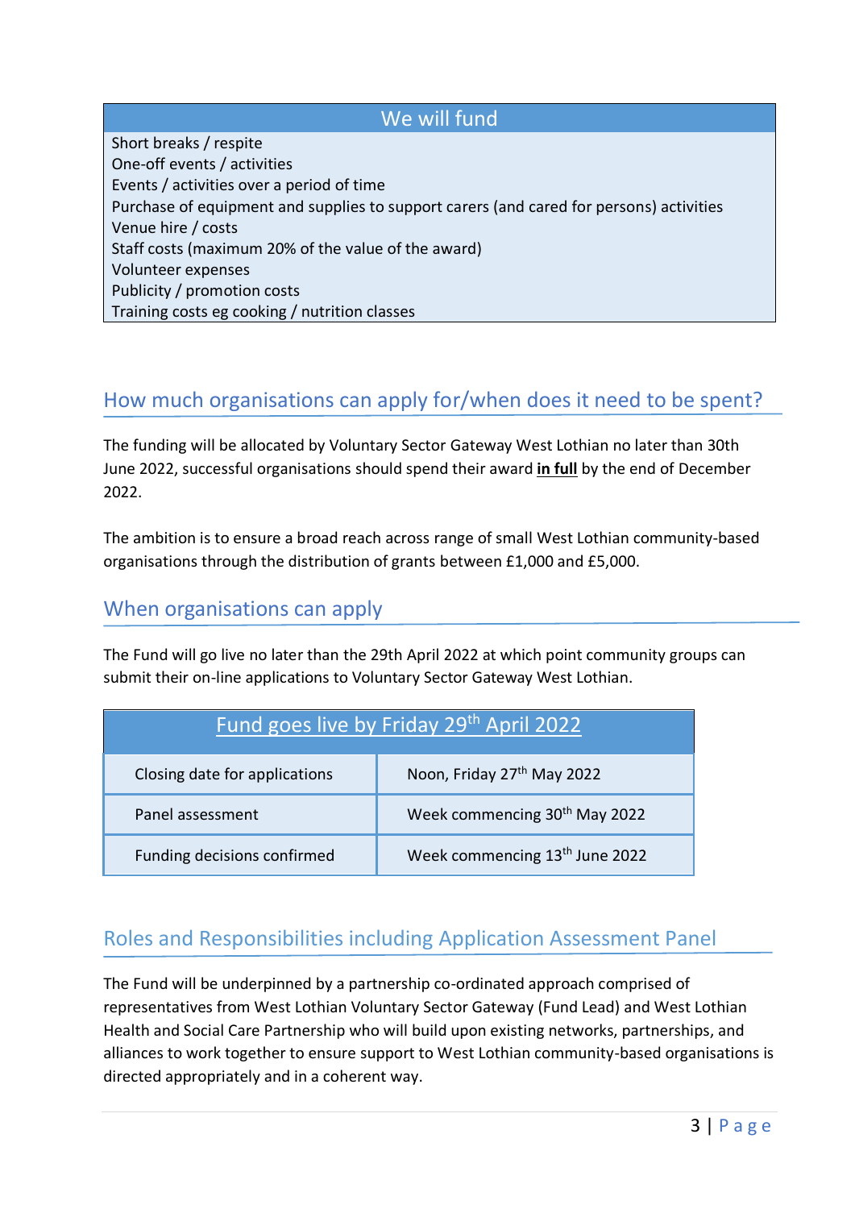| We will fund |
| --- |
| Short breaks / respite |
| One-off events / activities |
| Events / activities over a period of time |
| Purchase of equipment and supplies to support carers (and cared for persons) activities |
| Venue hire / costs |
| Staff costs (maximum 20% of the value of the award) |
| Volunteer expenses |
| Publicity / promotion costs |
| Training costs eg cooking / nutrition classes |

## How much organisations can apply for/when does it need to be spent?

The funding will be allocated by Voluntary Sector Gateway West Lothian no later than 30th June 2022, successful organisations should spend their award **in full** by the end of December 2022.

The ambition is to ensure a broad reach across range of small West Lothian community-based organisations through the distribution of grants between £1,000 and £5,000.

## When organisations can apply

The Fund will go live no later than the 29th April 2022 at which point community groups can submit their on-line applications to Voluntary Sector Gateway West Lothian.

| Fund goes live by Friday 29th April 2022 | |
| --- | --- |
| Closing date for applications | Noon, Friday 27th May 2022 |
| Panel assessment | Week commencing 30th May 2022 |
| Funding decisions confirmed | Week commencing 13th June 2022 |

## Roles and Responsibilities including Application Assessment Panel

The Fund will be underpinned by a partnership co-ordinated approach comprised of representatives from West Lothian Voluntary Sector Gateway (Fund Lead) and West Lothian Health and Social Care Partnership who will build upon existing networks, partnerships, and alliances to work together to ensure support to West Lothian community-based organisations is directed appropriately and in a coherent way.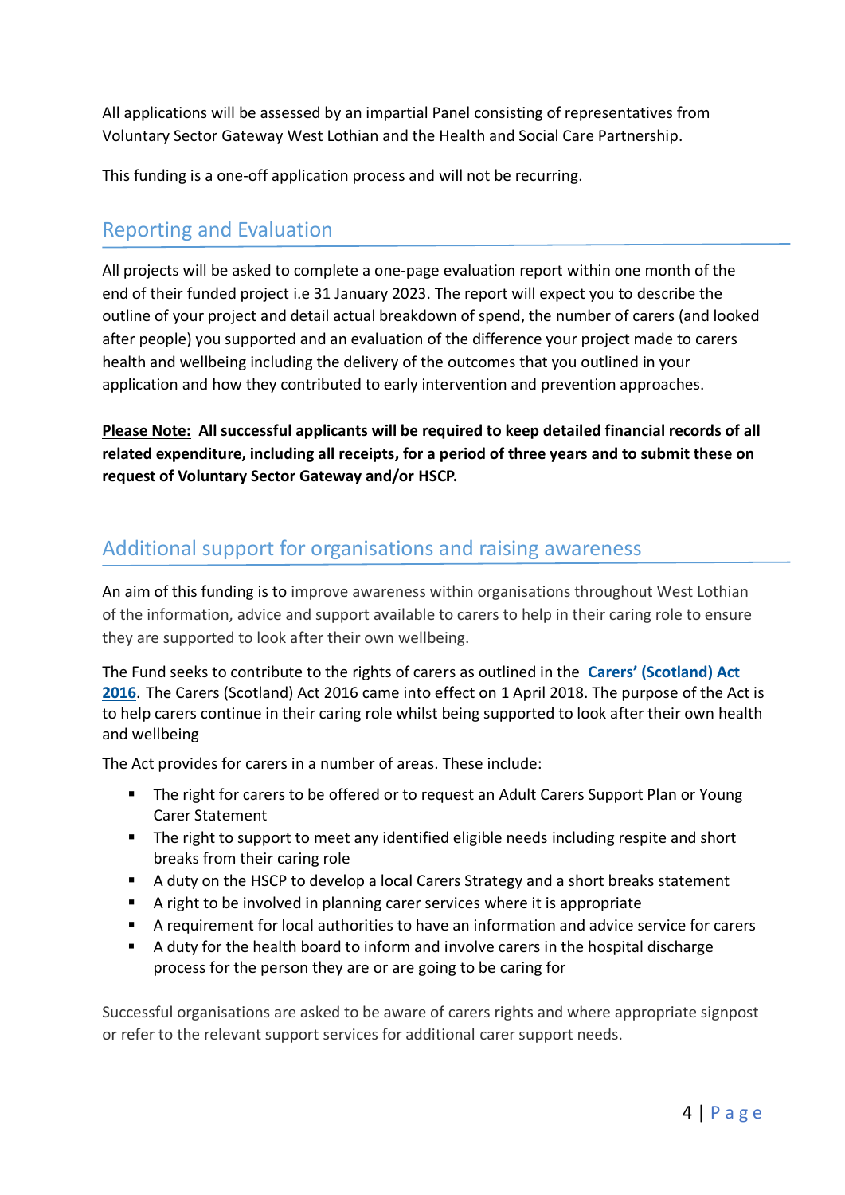All applications will be assessed by an impartial Panel consisting of representatives from Voluntary Sector Gateway West Lothian and the Health and Social Care Partnership.

This funding is a one-off application process and will not be recurring.

## Reporting and Evaluation

All projects will be asked to complete a one-page evaluation report within one month of the end of their funded project i.e 31 January 2023. The report will expect you to describe the outline of your project and detail actual breakdown of spend, the number of carers (and looked after people) you supported and an evaluation of the difference your project made to carers health and wellbeing including the delivery of the outcomes that you outlined in your application and how they contributed to early intervention and prevention approaches.

**Please Note: All successful applicants will be required to keep detailed financial records of all related expenditure, including all receipts, for a period of three years and to submit these on request of Voluntary Sector Gateway and/or HSCP.**

## Additional support for organisations and raising awareness

An aim of this funding is to improve awareness within organisations throughout West Lothian of the information, advice and support available to carers to help in their caring role to ensure they are supported to look after their own wellbeing.

The Fund seeks to contribute to the rights of carers as outlined in the **Carers' (Scotland) Act 2016**. The Carers (Scotland) Act 2016 came into effect on 1 April 2018. The purpose of the Act is to help carers continue in their caring role whilst being supported to look after their own health and wellbeing

The Act provides for carers in a number of areas. These include:

- The right for carers to be offered or to request an Adult Carers Support Plan or Young Carer Statement
- The right to support to meet any identified eligible needs including respite and short breaks from their caring role
- A duty on the HSCP to develop a local Carers Strategy and a short breaks statement
- A right to be involved in planning carer services where it is appropriate
- A requirement for local authorities to have an information and advice service for carers
- A duty for the health board to inform and involve carers in the hospital discharge process for the person they are or are going to be caring for

Successful organisations are asked to be aware of carers rights and where appropriate signpost or refer to the relevant support services for additional carer support needs.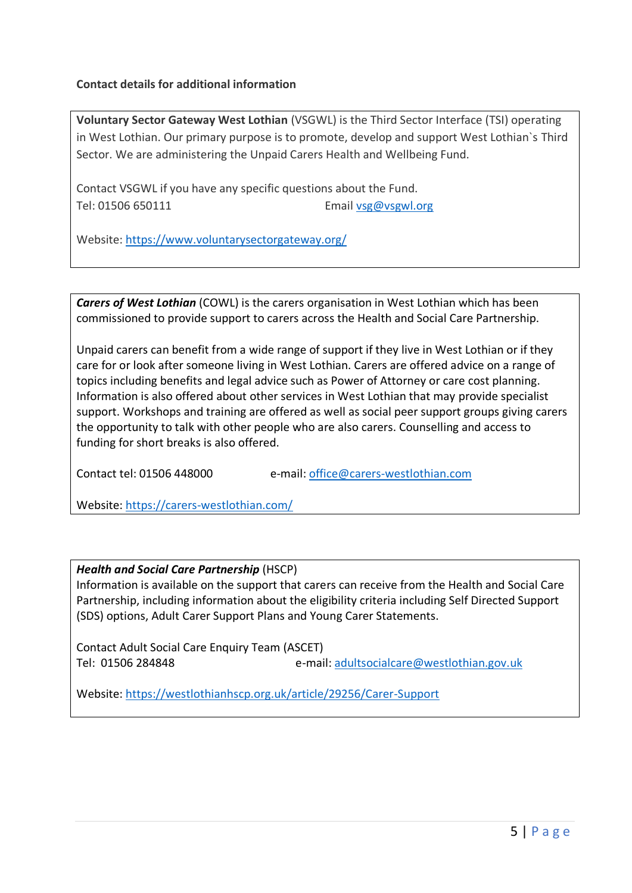**Contact details for additional information**

**Voluntary Sector Gateway West Lothian** (VSGWL) is the Third Sector Interface (TSI) operating in West Lothian. Our primary purpose is to promote, develop and support West Lothian`s Third Sector. We are administering the Unpaid Carers Health and Wellbeing Fund.

Contact VSGWL if you have any specific questions about the Fund.
Tel: 01506 650111 Email vsg@vsgwl.org

Website: https://www.voluntarysectorgateway.org/

***Carers of West Lothian*** (COWL) is the carers organisation in West Lothian which has been commissioned to provide support to carers across the Health and Social Care Partnership.

Unpaid carers can benefit from a wide range of support if they live in West Lothian or if they care for or look after someone living in West Lothian. Carers are offered advice on a range of topics including benefits and legal advice such as Power of Attorney or care cost planning. Information is also offered about other services in West Lothian that may provide specialist support. Workshops and training are offered as well as social peer support groups giving carers the opportunity to talk with other people who are also carers. Counselling and access to funding for short breaks is also offered.

Contact tel: 01506 448000 e-mail: office@carers-westlothian.com

Website: https://carers-westlothian.com/

***Health and Social Care Partnership*** (HSCP)
Information is available on the support that carers can receive from the Health and Social Care Partnership, including information about the eligibility criteria including Self Directed Support (SDS) options, Adult Carer Support Plans and Young Carer Statements.

Contact Adult Social Care Enquiry Team (ASCET)
Tel: 01506 284848 e-mail: adultsocialcare@westlothian.gov.uk

Website: https://westlothianhscp.org.uk/article/29256/Carer-Support